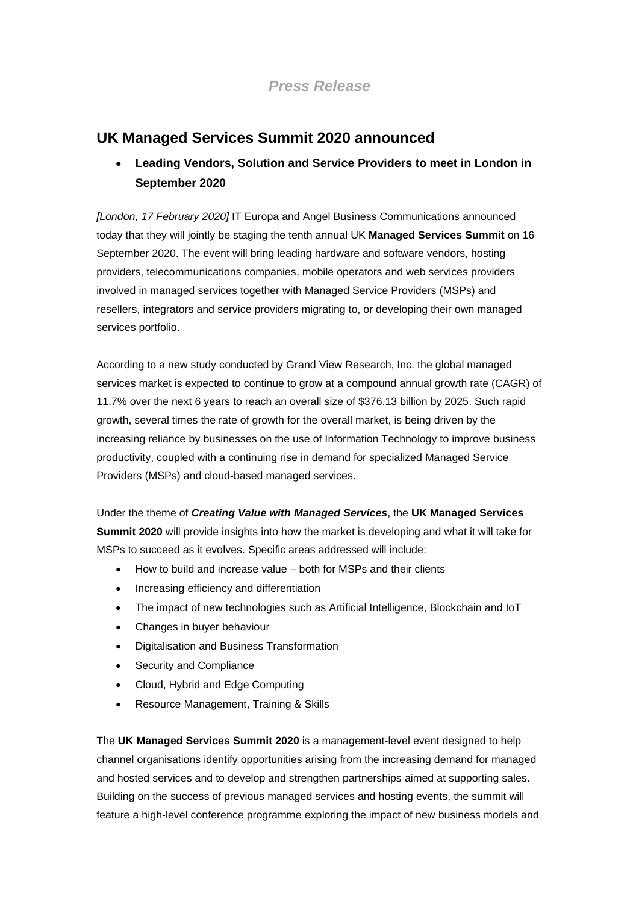*Press Release*

## UK Managed Services Summit 2020 announced

- **Leading Vendors, Solution and Service Providers to meet in London in September 2020**

*[London, 17 February 2020]* IT Europa and Angel Business Communications announced today that they will jointly be staging the tenth annual UK **Managed Services Summit** on 16 September 2020. The event will bring leading hardware and software vendors, hosting providers, telecommunications companies, mobile operators and web services providers involved in managed services together with Managed Service Providers (MSPs) and resellers, integrators and service providers migrating to, or developing their own managed services portfolio.

According to a new study conducted by Grand View Research, Inc. the global managed services market is expected to continue to grow at a compound annual growth rate (CAGR) of 11.7% over the next 6 years to reach an overall size of $376.13 billion by 2025. Such rapid growth, several times the rate of growth for the overall market, is being driven by the increasing reliance by businesses on the use of Information Technology to improve business productivity, coupled with a continuing rise in demand for specialized Managed Service Providers (MSPs) and cloud-based managed services.

Under the theme of ***Creating Value with Managed Services***, the **UK Managed Services Summit 2020** will provide insights into how the market is developing and what it will take for MSPs to succeed as it evolves. Specific areas addressed will include:

- How to build and increase value – both for MSPs and their clients
- Increasing efficiency and differentiation
- The impact of new technologies such as Artificial Intelligence, Blockchain and IoT
- Changes in buyer behaviour
- Digitalisation and Business Transformation
- Security and Compliance
- Cloud, Hybrid and Edge Computing
- Resource Management, Training & Skills

The **UK Managed Services Summit 2020** is a management-level event designed to help channel organisations identify opportunities arising from the increasing demand for managed and hosted services and to develop and strengthen partnerships aimed at supporting sales. Building on the success of previous managed services and hosting events, the summit will feature a high-level conference programme exploring the impact of new business models and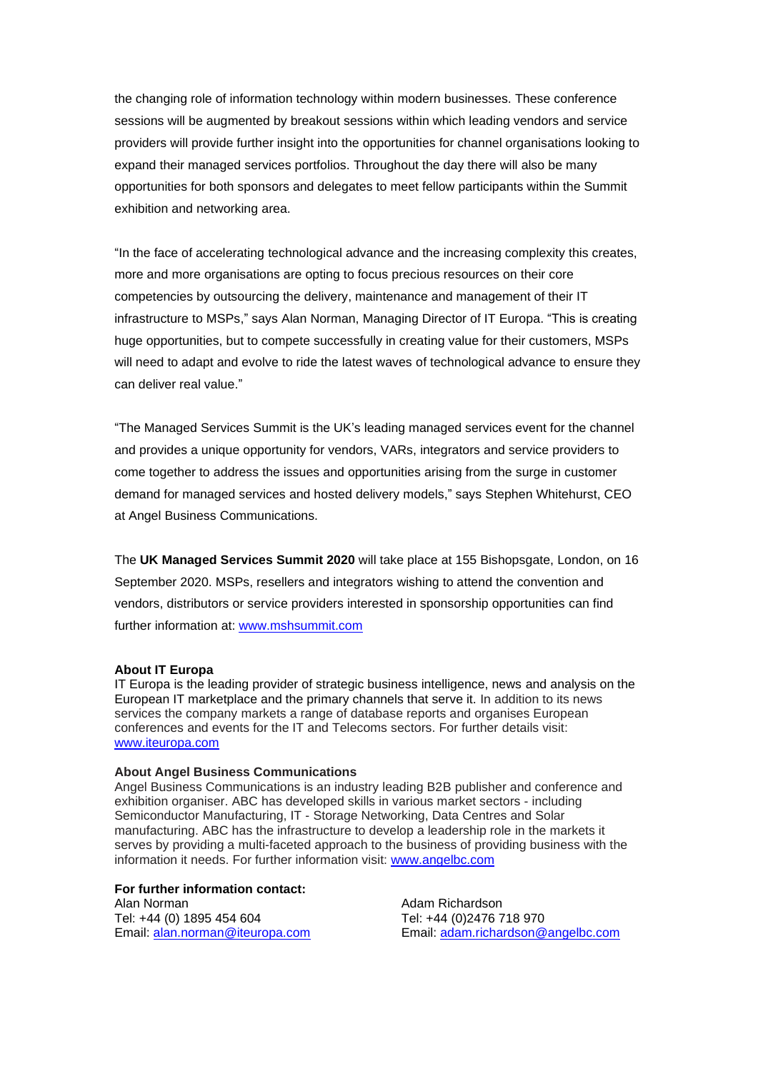the changing role of information technology within modern businesses. These conference sessions will be augmented by breakout sessions within which leading vendors and service providers will provide further insight into the opportunities for channel organisations looking to expand their managed services portfolios. Throughout the day there will also be many opportunities for both sponsors and delegates to meet fellow participants within the Summit exhibition and networking area.

"In the face of accelerating technological advance and the increasing complexity this creates, more and more organisations are opting to focus precious resources on their core competencies by outsourcing the delivery, maintenance and management of their IT infrastructure to MSPs," says Alan Norman, Managing Director of IT Europa. "This is creating huge opportunities, but to compete successfully in creating value for their customers, MSPs will need to adapt and evolve to ride the latest waves of technological advance to ensure they can deliver real value."

"The Managed Services Summit is the UK's leading managed services event for the channel and provides a unique opportunity for vendors, VARs, integrators and service providers to come together to address the issues and opportunities arising from the surge in customer demand for managed services and hosted delivery models," says Stephen Whitehurst, CEO at Angel Business Communications.

The **UK Managed Services Summit 2020** will take place at 155 Bishopsgate, London, on 16 September 2020. MSPs, resellers and integrators wishing to attend the convention and vendors, distributors or service providers interested in sponsorship opportunities can find further information at: [www.mshsummit.com](www.mshsummit.com)

**About IT Europa**
IT Europa is the leading provider of strategic business intelligence, news and analysis on the European IT marketplace and the primary channels that serve it. In addition to its news services the company markets a range of database reports and organises European conferences and events for the IT and Telecoms sectors. For further details visit: [www.iteuropa.com](www.iteuropa.com)

**About Angel Business Communications**
Angel Business Communications is an industry leading B2B publisher and conference and exhibition organiser. ABC has developed skills in various market sectors - including Semiconductor Manufacturing, IT - Storage Networking, Data Centres and Solar manufacturing. ABC has the infrastructure to develop a leadership role in the markets it serves by providing a multi-faceted approach to the business of providing business with the information it needs. For further information visit: [www.angelbc.com](www.angelbc.com)

**For further information contact:**

Alan Norman
Tel: +44 (0) 1895 454 604
Email: alan.norman@iteuropa.com

Adam Richardson
Tel: +44 (0)2476 718 970
Email: adam.richardson@angelbc.com